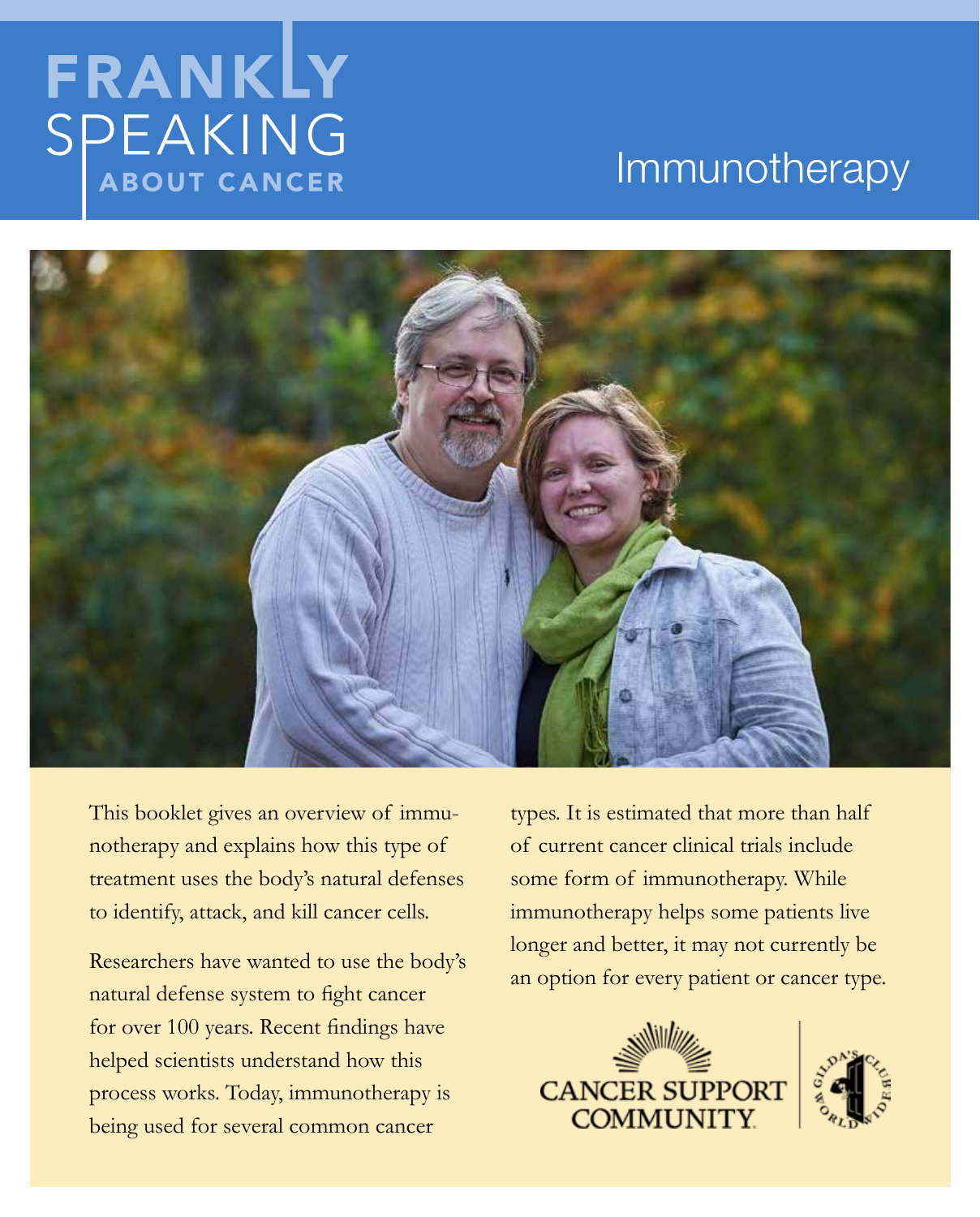# FRANKLY SPEAKING ABOUT CANCER

# Immunotherapy

This booklet gives an overview of immunotherapy and explains how this type of treatment uses the body's natural defenses to identify, attack, and kill cancer cells.

Researchers have wanted to use the body's natural defense system to fight cancer for over 100 years. Recent findings have helped scientists understand how this process works. Today, immunotherapy is being used for several common cancer types. It is estimated that more than half of current cancer clinical trials include some form of immunotherapy. While immunotherapy helps some patients live longer and better, it may not currently be an option for every patient or cancer type.

CANCER SUPPORT COMMUNITY

GILDA'S CLUB WORLDWIDE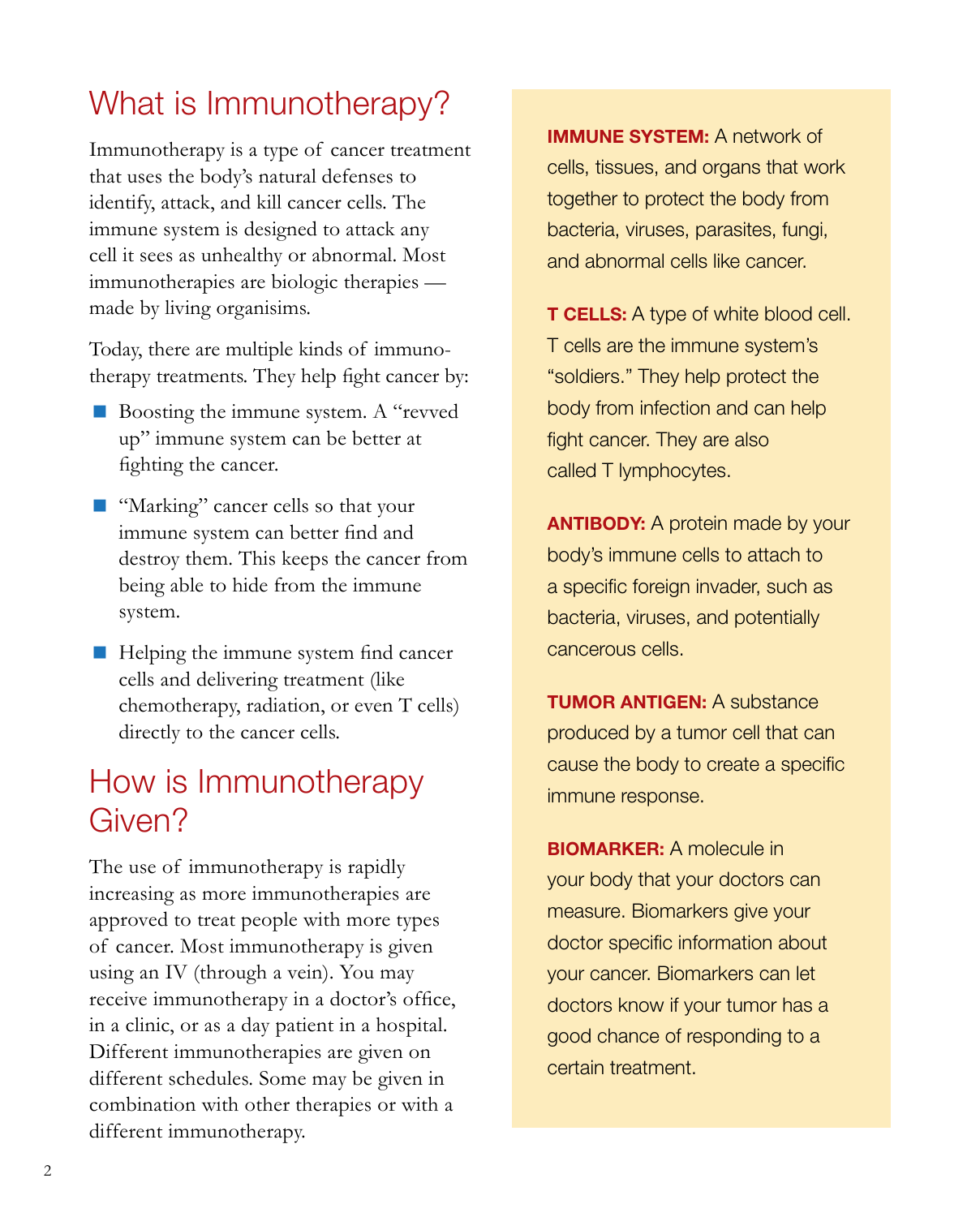## What is Immunotherapy?

Immunotherapy is a type of cancer treatment that uses the body's natural defenses to identify, attack, and kill cancer cells. The immune system is designed to attack any cell it sees as unhealthy or abnormal. Most immunotherapies are biologic therapies — made by living organisims.

Today, there are multiple kinds of immunotherapy treatments. They help fight cancer by:

- Boosting the immune system. A "revved up" immune system can be better at fighting the cancer.
- "Marking" cancer cells so that your immune system can better find and destroy them. This keeps the cancer from being able to hide from the immune system.
- Helping the immune system find cancer cells and delivering treatment (like chemotherapy, radiation, or even T cells) directly to the cancer cells.

## How is Immunotherapy Given?

The use of immunotherapy is rapidly increasing as more immunotherapies are approved to treat people with more types of cancer. Most immunotherapy is given using an IV (through a vein). You may receive immunotherapy in a doctor's office, in a clinic, or as a day patient in a hospital. Different immunotherapies are given on different schedules. Some may be given in combination with other therapies or with a different immunotherapy.

**IMMUNE SYSTEM:** A network of cells, tissues, and organs that work together to protect the body from bacteria, viruses, parasites, fungi, and abnormal cells like cancer.

**T CELLS:** A type of white blood cell. T cells are the immune system's "soldiers." They help protect the body from infection and can help fight cancer. They are also called T lymphocytes.

**ANTIBODY:** A protein made by your body's immune cells to attach to a specific foreign invader, such as bacteria, viruses, and potentially cancerous cells.

**TUMOR ANTIGEN:** A substance produced by a tumor cell that can cause the body to create a specific immune response.

**BIOMARKER:** A molecule in your body that your doctors can measure. Biomarkers give your doctor specific information about your cancer. Biomarkers can let doctors know if your tumor has a good chance of responding to a certain treatment.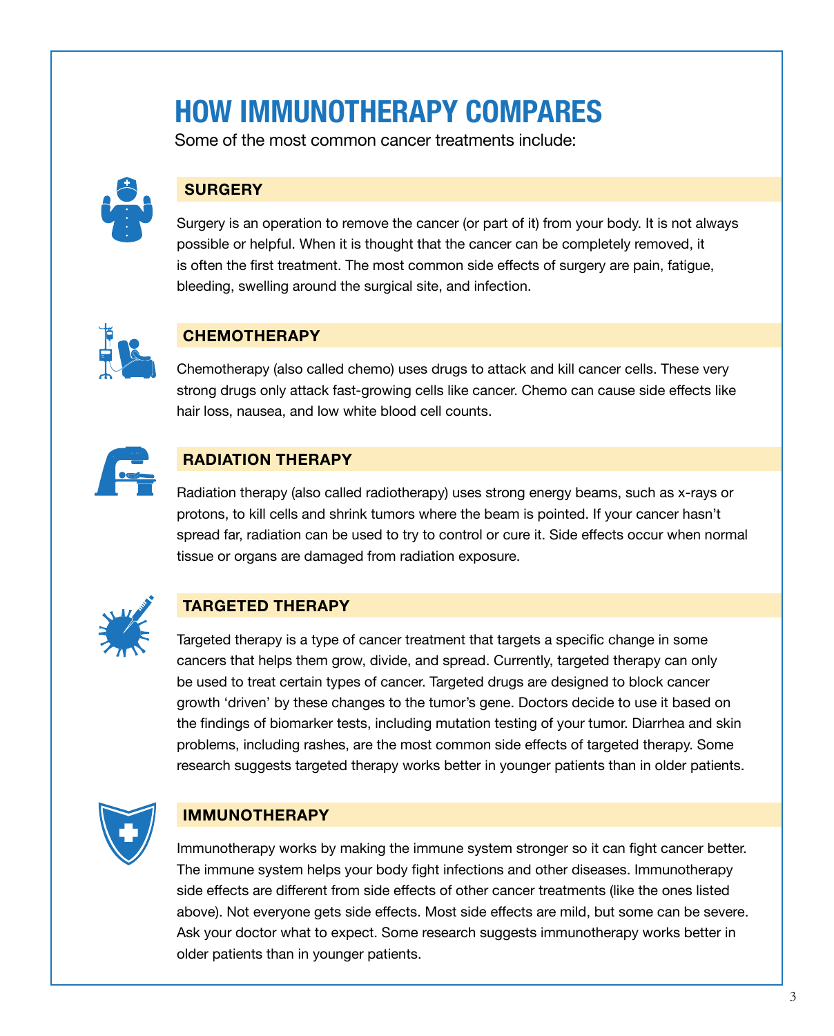# HOW IMMUNOTHERAPY COMPARES

Some of the most common cancer treatments include:

## SURGERY

Surgery is an operation to remove the cancer (or part of it) from your body. It is not always possible or helpful. When it is thought that the cancer can be completely removed, it is often the first treatment. The most common side effects of surgery are pain, fatigue, bleeding, swelling around the surgical site, and infection.

## CHEMOTHERAPY

Chemotherapy (also called chemo) uses drugs to attack and kill cancer cells. These very strong drugs only attack fast-growing cells like cancer. Chemo can cause side effects like hair loss, nausea, and low white blood cell counts.

## RADIATION THERAPY

Radiation therapy (also called radiotherapy) uses strong energy beams, such as x-rays or protons, to kill cells and shrink tumors where the beam is pointed. If your cancer hasn't spread far, radiation can be used to try to control or cure it. Side effects occur when normal tissue or organs are damaged from radiation exposure.

## TARGETED THERAPY

Targeted therapy is a type of cancer treatment that targets a specific change in some cancers that helps them grow, divide, and spread. Currently, targeted therapy can only be used to treat certain types of cancer. Targeted drugs are designed to block cancer growth 'driven' by these changes to the tumor's gene. Doctors decide to use it based on the findings of biomarker tests, including mutation testing of your tumor. Diarrhea and skin problems, including rashes, are the most common side effects of targeted therapy. Some research suggests targeted therapy works better in younger patients than in older patients.

## IMMUNOTHERAPY

Immunotherapy works by making the immune system stronger so it can fight cancer better. The immune system helps your body fight infections and other diseases. Immunotherapy side effects are different from side effects of other cancer treatments (like the ones listed above). Not everyone gets side effects. Most side effects are mild, but some can be severe. Ask your doctor what to expect. Some research suggests immunotherapy works better in older patients than in younger patients.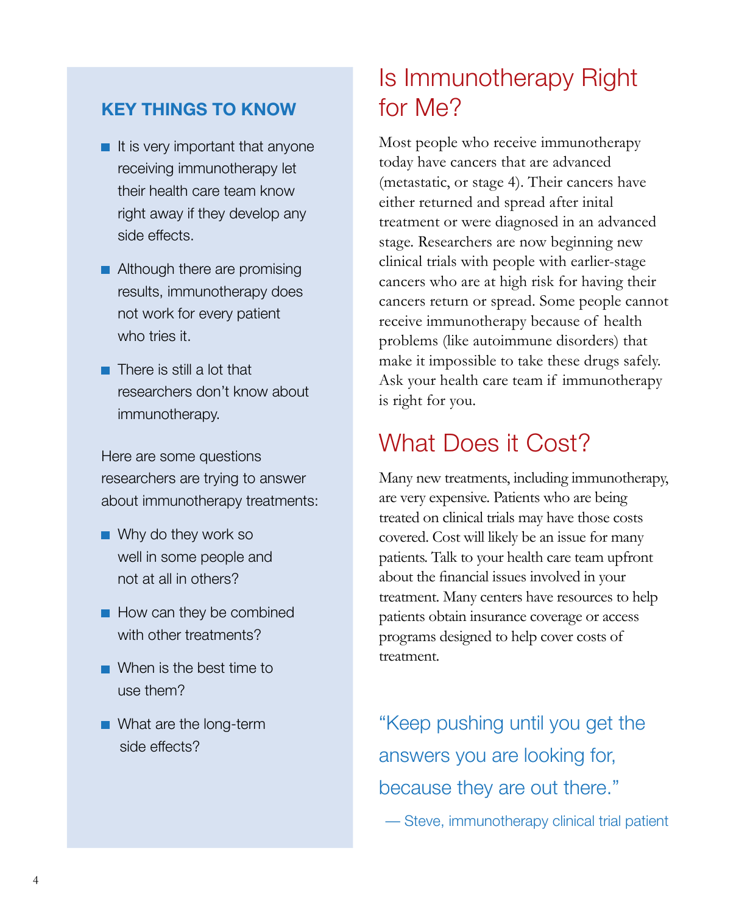## KEY THINGS TO KNOW

- It is very important that anyone receiving immunotherapy let their health care team know right away if they develop any side effects.
- Although there are promising results, immunotherapy does not work for every patient who tries it.
- There is still a lot that researchers don't know about immunotherapy.

Here are some questions researchers are trying to answer about immunotherapy treatments:

- Why do they work so well in some people and not at all in others?
- How can they be combined with other treatments?
- When is the best time to use them?
- What are the long-term side effects?

# Is Immunotherapy Right for Me?

Most people who receive immunotherapy today have cancers that are advanced (metastatic, or stage 4). Their cancers have either returned and spread after inital treatment or were diagnosed in an advanced stage. Researchers are now beginning new clinical trials with people with earlier-stage cancers who are at high risk for having their cancers return or spread. Some people cannot receive immunotherapy because of health problems (like autoimmune disorders) that make it impossible to take these drugs safely. Ask your health care team if immunotherapy is right for you.

# What Does it Cost?

Many new treatments, including immunotherapy, are very expensive. Patients who are being treated on clinical trials may have those costs covered. Cost will likely be an issue for many patients. Talk to your health care team upfront about the financial issues involved in your treatment. Many centers have resources to help patients obtain insurance coverage or access programs designed to help cover costs of treatment.

> "Keep pushing until you get the answers you are looking for, because they are out there."
>
> — Steve, immunotherapy clinical trial patient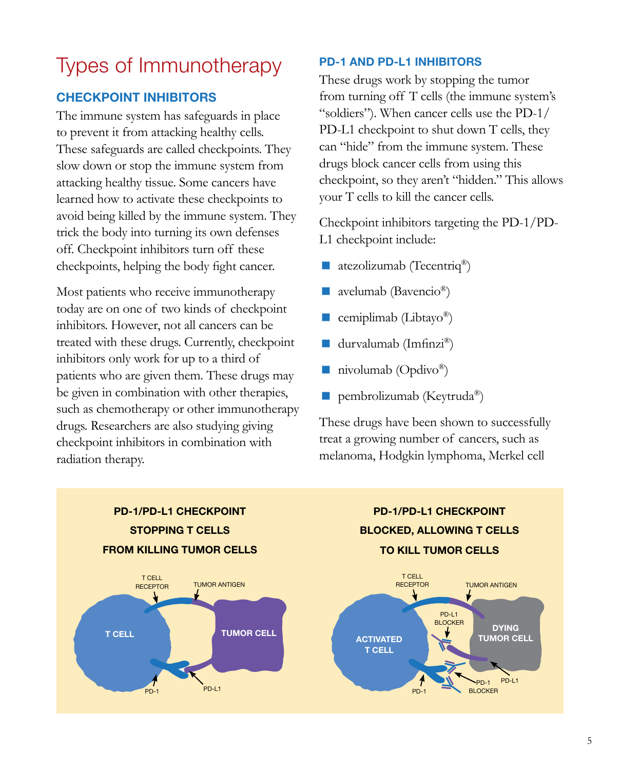# Types of Immunotherapy

## CHECKPOINT INHIBITORS

The immune system has safeguards in place to prevent it from attacking healthy cells. These safeguards are called checkpoints. They slow down or stop the immune system from attacking healthy tissue. Some cancers have learned how to activate these checkpoints to avoid being killed by the immune system. They trick the body into turning its own defenses off. Checkpoint inhibitors turn off these checkpoints, helping the body fight cancer.

Most patients who receive immunotherapy today are on one of two kinds of checkpoint inhibitors. However, not all cancers can be treated with these drugs. Currently, checkpoint inhibitors only work for up to a third of patients who are given them. These drugs may be given in combination with other therapies, such as chemotherapy or other immunotherapy drugs. Researchers are also studying giving checkpoint inhibitors in combination with radiation therapy.

### PD-1 AND PD-L1 INHIBITORS

These drugs work by stopping the tumor from turning off T cells (the immune system's "soldiers"). When cancer cells use the PD-1/PD-L1 checkpoint to shut down T cells, they can "hide" from the immune system. These drugs block cancer cells from using this checkpoint, so they aren't "hidden." This allows your T cells to kill the cancer cells.

Checkpoint inhibitors targeting the PD-1/PD-L1 checkpoint include:

- atezolizumab (Tecentriq®)
- avelumab (Bavencio®)
- cemiplimab (Libtayo®)
- durvalumab (Imfinzi®)
- nivolumab (Opdivo®)
- pembrolizumab (Keytruda®)

These drugs have been shown to successfully treat a growing number of cancers, such as melanoma, Hodgkin lymphoma, Merkel cell

**PD-1/PD-L1 CHECKPOINT STOPPING T CELLS FROM KILLING TUMOR CELLS**

T CELL RECEPTOR, TUMOR ANTIGEN, T CELL, TUMOR CELL, PD-1, PD-L1

**PD-1/PD-L1 CHECKPOINT BLOCKED, ALLOWING T CELLS TO KILL TUMOR CELLS**

T CELL RECEPTOR, TUMOR ANTIGEN, PD-L1 BLOCKER, ACTIVATED T CELL, DYING TUMOR CELL, PD-1, PD-1 BLOCKER, PD-L1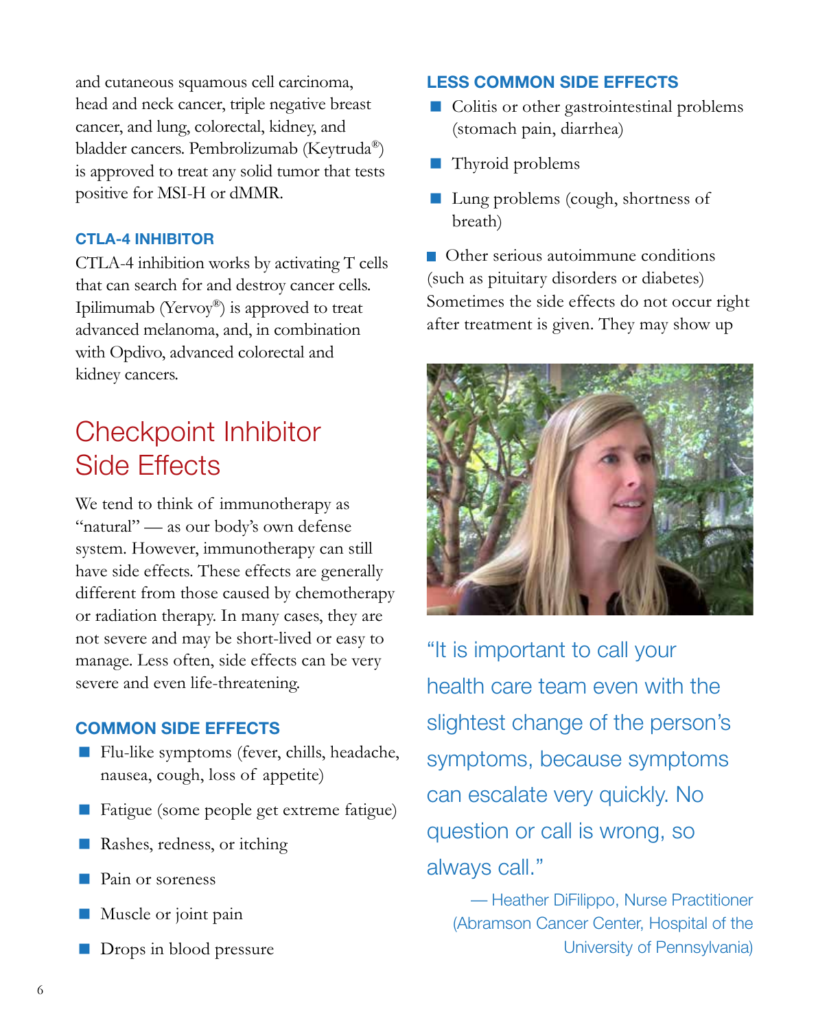and cutaneous squamous cell carcinoma, head and neck cancer, triple negative breast cancer, and lung, colorectal, kidney, and bladder cancers. Pembrolizumab (Keytruda®) is approved to treat any solid tumor that tests positive for MSI-H or dMMR.

### CTLA-4 INHIBITOR

CTLA-4 inhibition works by activating T cells that can search for and destroy cancer cells. Ipilimumab (Yervoy®) is approved to treat advanced melanoma, and, in combination with Opdivo, advanced colorectal and kidney cancers.

## Checkpoint Inhibitor Side Effects

We tend to think of immunotherapy as "natural" — as our body's own defense system. However, immunotherapy can still have side effects. These effects are generally different from those caused by chemotherapy or radiation therapy. In many cases, they are not severe and may be short-lived or easy to manage. Less often, side effects can be very severe and even life-threatening.

### COMMON SIDE EFFECTS

- Flu-like symptoms (fever, chills, headache, nausea, cough, loss of appetite)
- Fatigue (some people get extreme fatigue)
- Rashes, redness, or itching
- Pain or soreness
- Muscle or joint pain
- Drops in blood pressure

### LESS COMMON SIDE EFFECTS

- Colitis or other gastrointestinal problems (stomach pain, diarrhea)
- Thyroid problems
- Lung problems (cough, shortness of breath)
- Other serious autoimmune conditions (such as pituitary disorders or diabetes)

Sometimes the side effects do not occur right after treatment is given. They may show up

"It is important to call your health care team even with the slightest change of the person's symptoms, because symptoms can escalate very quickly. No question or call is wrong, so always call."

— Heather DiFilippo, Nurse Practitioner (Abramson Cancer Center, Hospital of the University of Pennsylvania)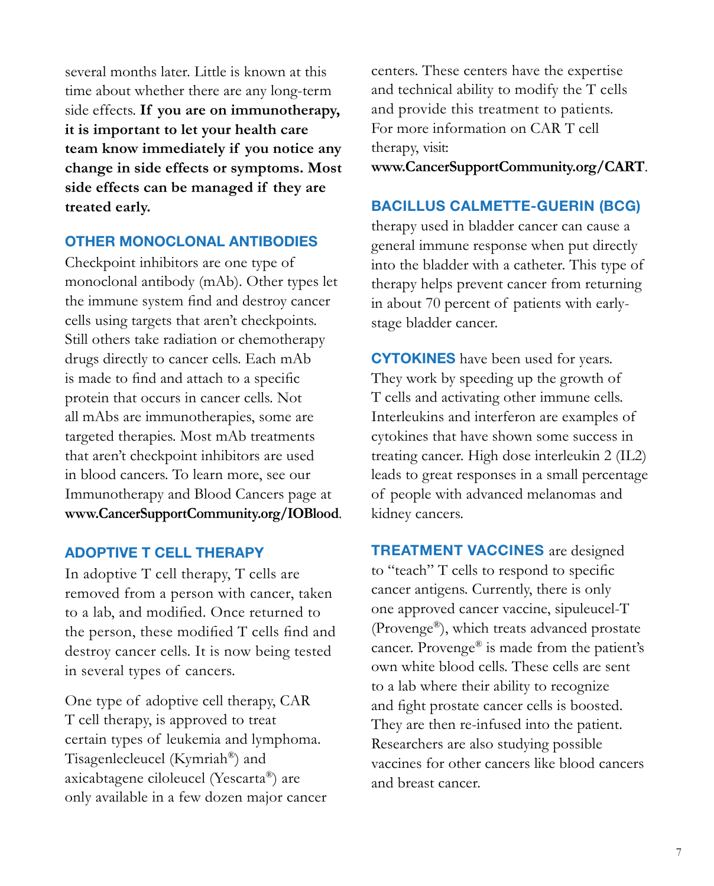several months later. Little is known at this time about whether there are any long-term side effects. **If you are on immunotherapy, it is important to let your health care team know immediately if you notice any change in side effects or symptoms. Most side effects can be managed if they are treated early.**

### OTHER MONOCLONAL ANTIBODIES

Checkpoint inhibitors are one type of monoclonal antibody (mAb). Other types let the immune system find and destroy cancer cells using targets that aren't checkpoints. Still others take radiation or chemotherapy drugs directly to cancer cells. Each mAb is made to find and attach to a specific protein that occurs in cancer cells. Not all mAbs are immunotherapies, some are targeted therapies. Most mAb treatments that aren't checkpoint inhibitors are used in blood cancers. To learn more, see our Immunotherapy and Blood Cancers page at **www.CancerSupportCommunity.org/IOBlood**.

### ADOPTIVE T CELL THERAPY

In adoptive T cell therapy, T cells are removed from a person with cancer, taken to a lab, and modified. Once returned to the person, these modified T cells find and destroy cancer cells. It is now being tested in several types of cancers.

One type of adoptive cell therapy, CAR T cell therapy, is approved to treat certain types of leukemia and lymphoma. Tisagenlecleucel (Kymriah®) and axicabtagene ciloleucel (Yescarta®) are only available in a few dozen major cancer centers. These centers have the expertise and technical ability to modify the T cells and provide this treatment to patients. For more information on CAR T cell therapy, visit: **www.CancerSupportCommunity.org/CART**.

**BACILLUS CALMETTE-GUERIN (BCG)** therapy used in bladder cancer can cause a general immune response when put directly into the bladder with a catheter. This type of therapy helps prevent cancer from returning in about 70 percent of patients with early-stage bladder cancer.

**CYTOKINES** have been used for years. They work by speeding up the growth of T cells and activating other immune cells. Interleukins and interferon are examples of cytokines that have shown some success in treating cancer. High dose interleukin 2 (IL2) leads to great responses in a small percentage of people with advanced melanomas and kidney cancers.

**TREATMENT VACCINES** are designed to "teach" T cells to respond to specific cancer antigens. Currently, there is only one approved cancer vaccine, sipuleucel-T (Provenge®), which treats advanced prostate cancer. Provenge® is made from the patient's own white blood cells. These cells are sent to a lab where their ability to recognize and fight prostate cancer cells is boosted. They are then re-infused into the patient. Researchers are also studying possible vaccines for other cancers like blood cancers and breast cancer.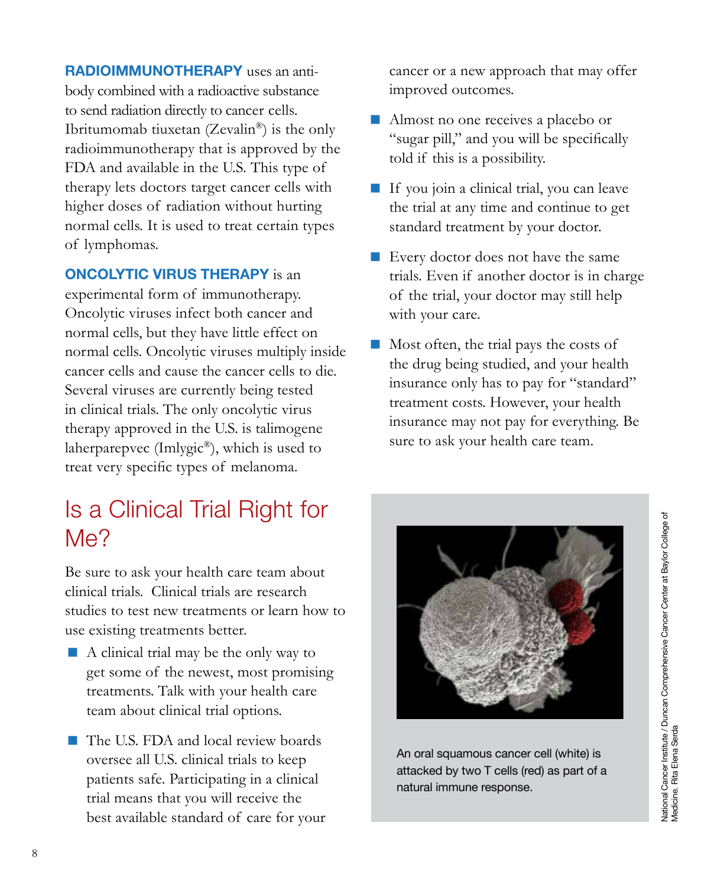**RADIOIMMUNOTHERAPY** uses an antibody combined with a radioactive substance to send radiation directly to cancer cells. Ibritumomab tiuxetan (Zevalin®) is the only radioimmunotherapy that is approved by the FDA and available in the U.S. This type of therapy lets doctors target cancer cells with higher doses of radiation without hurting normal cells. It is used to treat certain types of lymphomas.

**ONCOLYTIC VIRUS THERAPY** is an experimental form of immunotherapy. Oncolytic viruses infect both cancer and normal cells, but they have little effect on normal cells. Oncolytic viruses multiply inside cancer cells and cause the cancer cells to die. Several viruses are currently being tested in clinical trials. The only oncolytic virus therapy approved in the U.S. is talimogene laherparepvec (Imlygic®), which is used to treat very specific types of melanoma.

## Is a Clinical Trial Right for Me?

Be sure to ask your health care team about clinical trials. Clinical trials are research studies to test new treatments or learn how to use existing treatments better.

- A clinical trial may be the only way to get some of the newest, most promising treatments. Talk with your health care team about clinical trial options.
- The U.S. FDA and local review boards oversee all U.S. clinical trials to keep patients safe. Participating in a clinical trial means that you will receive the best available standard of care for your cancer or a new approach that may offer improved outcomes.
- Almost no one receives a placebo or "sugar pill," and you will be specifically told if this is a possibility.
- If you join a clinical trial, you can leave the trial at any time and continue to get standard treatment by your doctor.
- Every doctor does not have the same trials. Even if another doctor is in charge of the trial, your doctor may still help with your care.
- Most often, the trial pays the costs of the drug being studied, and your health insurance only has to pay for "standard" treatment costs. However, your health insurance may not pay for everything. Be sure to ask your health care team.

An oral squamous cancer cell (white) is attacked by two T cells (red) as part of a natural immune response.

National Cancer Institute / Duncan Comprehensive Cancer Center at Baylor College of Medicine. Rita Elena Serda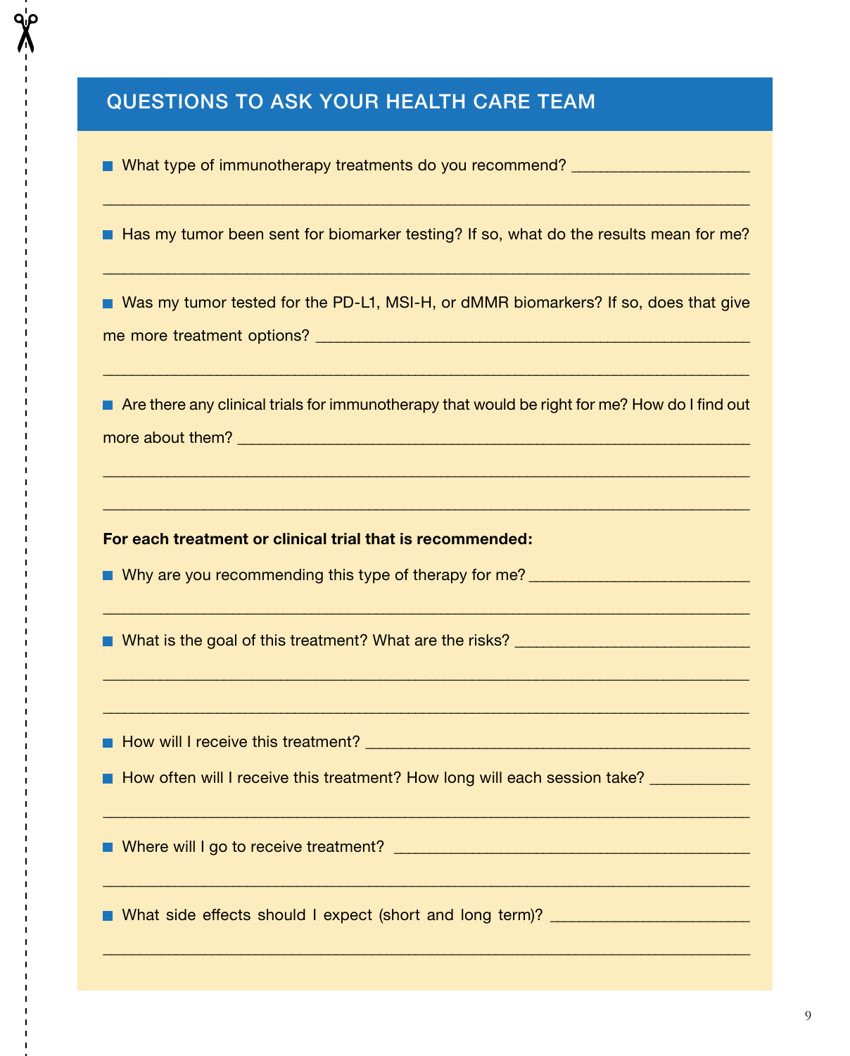## QUESTIONS TO ASK YOUR HEALTH CARE TEAM

- What type of immunotherapy treatments do you recommend? ____________________

____________________________________________________________________________

- Has my tumor been sent for biomarker testing? If so, what do the results mean for me?

____________________________________________________________________________

- Was my tumor tested for the PD-L1, MSI-H, or dMMR biomarkers? If so, does that give me more treatment options? __________________________________________________

____________________________________________________________________________

- Are there any clinical trials for immunotherapy that would be right for me? How do I find out more about them? ____________________________________________________________

____________________________________________________________________________

____________________________________________________________________________

**For each treatment or clinical trial that is recommended:**

- Why are you recommending this type of therapy for me? __________________________

____________________________________________________________________________

- What is the goal of this treatment? What are the risks? ___________________________

____________________________________________________________________________

____________________________________________________________________________

- How will I receive this treatment? ______________________________________________
- How often will I receive this treatment? How long will each session take? ____________

____________________________________________________________________________

- Where will I go to receive treatment? ___________________________________________

____________________________________________________________________________

- What side effects should I expect (short and long term)? _________________________

____________________________________________________________________________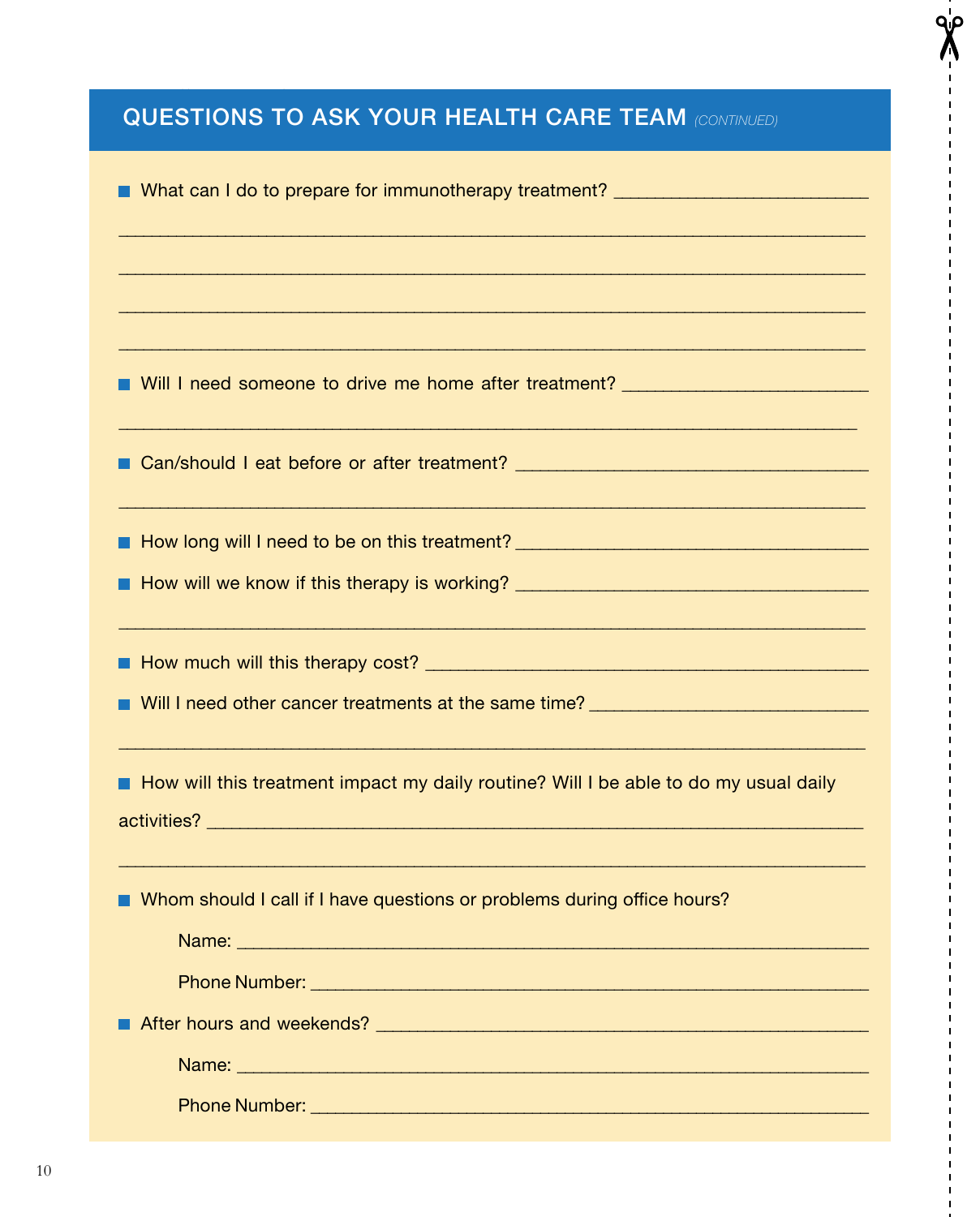## QUESTIONS TO ASK YOUR HEALTH CARE TEAM *(CONTINUED)*

- What can I do to prepare for immunotherapy treatment? ___________________________

___________________________________________________________________________

___________________________________________________________________________

___________________________________________________________________________

___________________________________________________________________________

- Will I need someone to drive me home after treatment? ___________________________

___________________________________________________________________________

- Can/should I eat before or after treatment? _____________________________________

___________________________________________________________________________

- How long will I need to be on this treatment? ____________________________________
- How will we know if this therapy is working? ____________________________________

___________________________________________________________________________

- How much will this therapy cost? _____________________________________________
- Will I need other cancer treatments at the same time? _____________________________

___________________________________________________________________________

- How will this treatment impact my daily routine? Will I be able to do my usual daily activities? ___________________________________________________________________

___________________________________________________________________________

- Whom should I call if I have questions or problems during office hours?

  Name: ______________________________________________________________

  Phone Number: _______________________________________________________

- After hours and weekends? _________________________________________________

  Name: ______________________________________________________________

  Phone Number: _______________________________________________________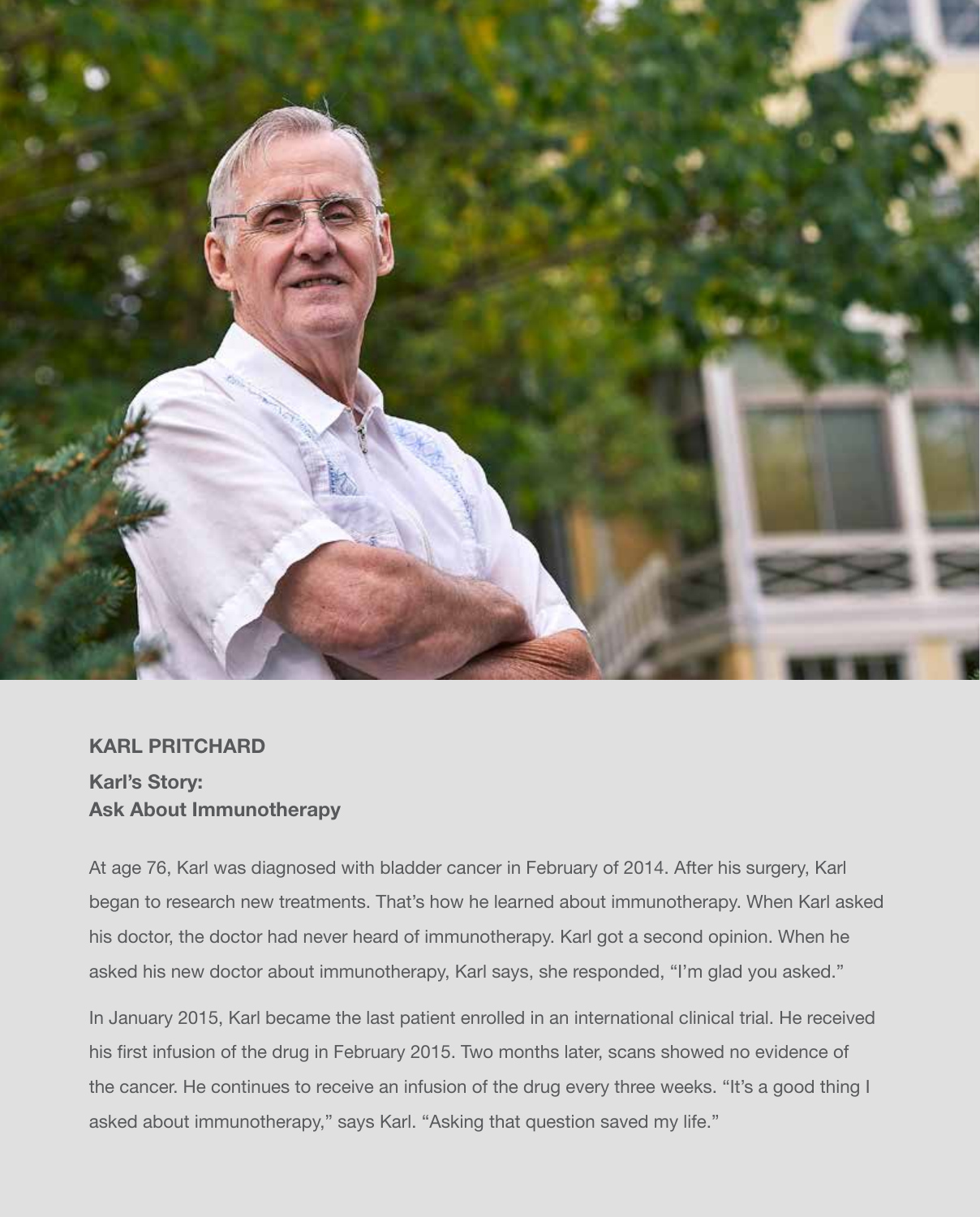**KARL PRITCHARD**

## Karl's Story: Ask About Immunotherapy

At age 76, Karl was diagnosed with bladder cancer in February of 2014. After his surgery, Karl began to research new treatments. That's how he learned about immunotherapy. When Karl asked his doctor, the doctor had never heard of immunotherapy. Karl got a second opinion. When he asked his new doctor about immunotherapy, Karl says, she responded, "I'm glad you asked."

In January 2015, Karl became the last patient enrolled in an international clinical trial. He received his first infusion of the drug in February 2015. Two months later, scans showed no evidence of the cancer. He continues to receive an infusion of the drug every three weeks. "It's a good thing I asked about immunotherapy," says Karl. "Asking that question saved my life."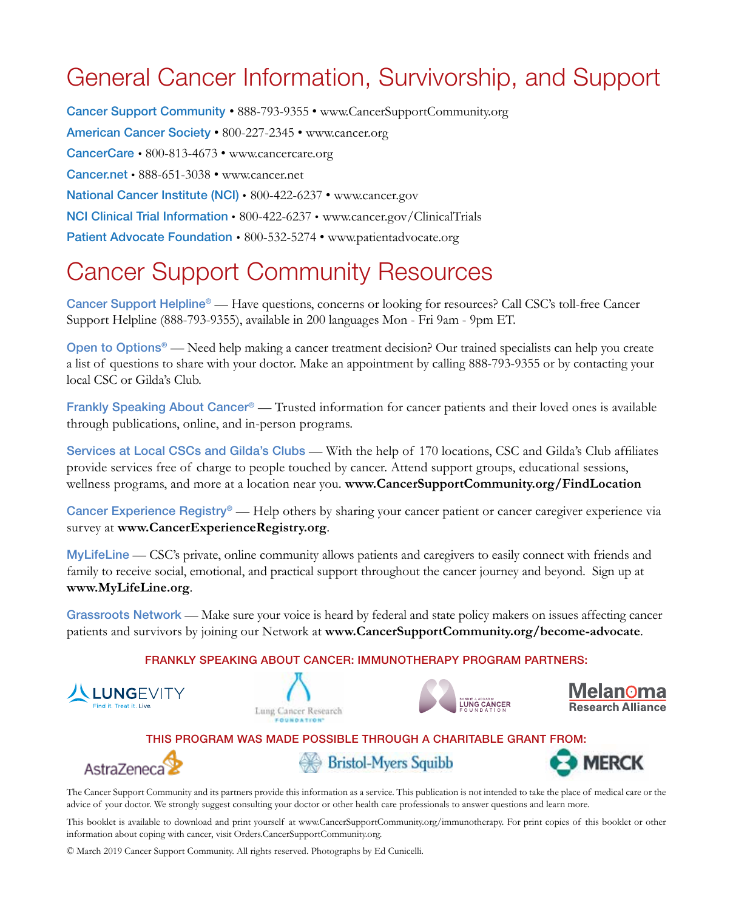# General Cancer Information, Survivorship, and Support

**Cancer Support Community** • 888-793-9355 • www.CancerSupportCommunity.org

**American Cancer Society** • 800-227-2345 • www.cancer.org

**CancerCare** • 800-813-4673 • www.cancercare.org

**Cancer.net** • 888-651-3038 • www.cancer.net

**National Cancer Institute (NCI)** • 800-422-6237 • www.cancer.gov

**NCI Clinical Trial Information** • 800-422-6237 • www.cancer.gov/ClinicalTrials

**Patient Advocate Foundation** • 800-532-5274 • www.patientadvocate.org

# Cancer Support Community Resources

**Cancer Support Helpline®** — Have questions, concerns or looking for resources? Call CSC's toll-free Cancer Support Helpline (888-793-9355), available in 200 languages Mon - Fri 9am - 9pm ET.

**Open to Options®** — Need help making a cancer treatment decision? Our trained specialists can help you create a list of questions to share with your doctor. Make an appointment by calling 888-793-9355 or by contacting your local CSC or Gilda's Club.

**Frankly Speaking About Cancer®** — Trusted information for cancer patients and their loved ones is available through publications, online, and in-person programs.

**Services at Local CSCs and Gilda's Clubs** — With the help of 170 locations, CSC and Gilda's Club affiliates provide services free of charge to people touched by cancer. Attend support groups, educational sessions, wellness programs, and more at a location near you. **www.CancerSupportCommunity.org/FindLocation**

**Cancer Experience Registry®** — Help others by sharing your cancer patient or cancer caregiver experience via survey at **www.CancerExperienceRegistry.org**.

**MyLifeLine** — CSC's private, online community allows patients and caregivers to easily connect with friends and family to receive social, emotional, and practical support throughout the cancer journey and beyond. Sign up at **www.MyLifeLine.org**.

**Grassroots Network** — Make sure your voice is heard by federal and state policy makers on issues affecting cancer patients and survivors by joining our Network at **www.CancerSupportCommunity.org/become-advocate**.

FRANKLY SPEAKING ABOUT CANCER: IMMUNOTHERAPY PROGRAM PARTNERS:

LUNGevity — Find it. Treat it. Live.

Lung Cancer Research Foundation

Bonnie J. Addario Lung Cancer Foundation

Melanoma Research Alliance

THIS PROGRAM WAS MADE POSSIBLE THROUGH A CHARITABLE GRANT FROM:

AstraZeneca

Bristol-Myers Squibb

MERCK

The Cancer Support Community and its partners provide this information as a service. This publication is not intended to take the place of medical care or the advice of your doctor. We strongly suggest consulting your doctor or other health care professionals to answer questions and learn more.

This booklet is available to download and print yourself at www.CancerSupportCommunity.org/immunotherapy. For print copies of this booklet or other information about coping with cancer, visit Orders.CancerSupportCommunity.org.

© March 2019 Cancer Support Community. All rights reserved. Photographs by Ed Cunicelli.